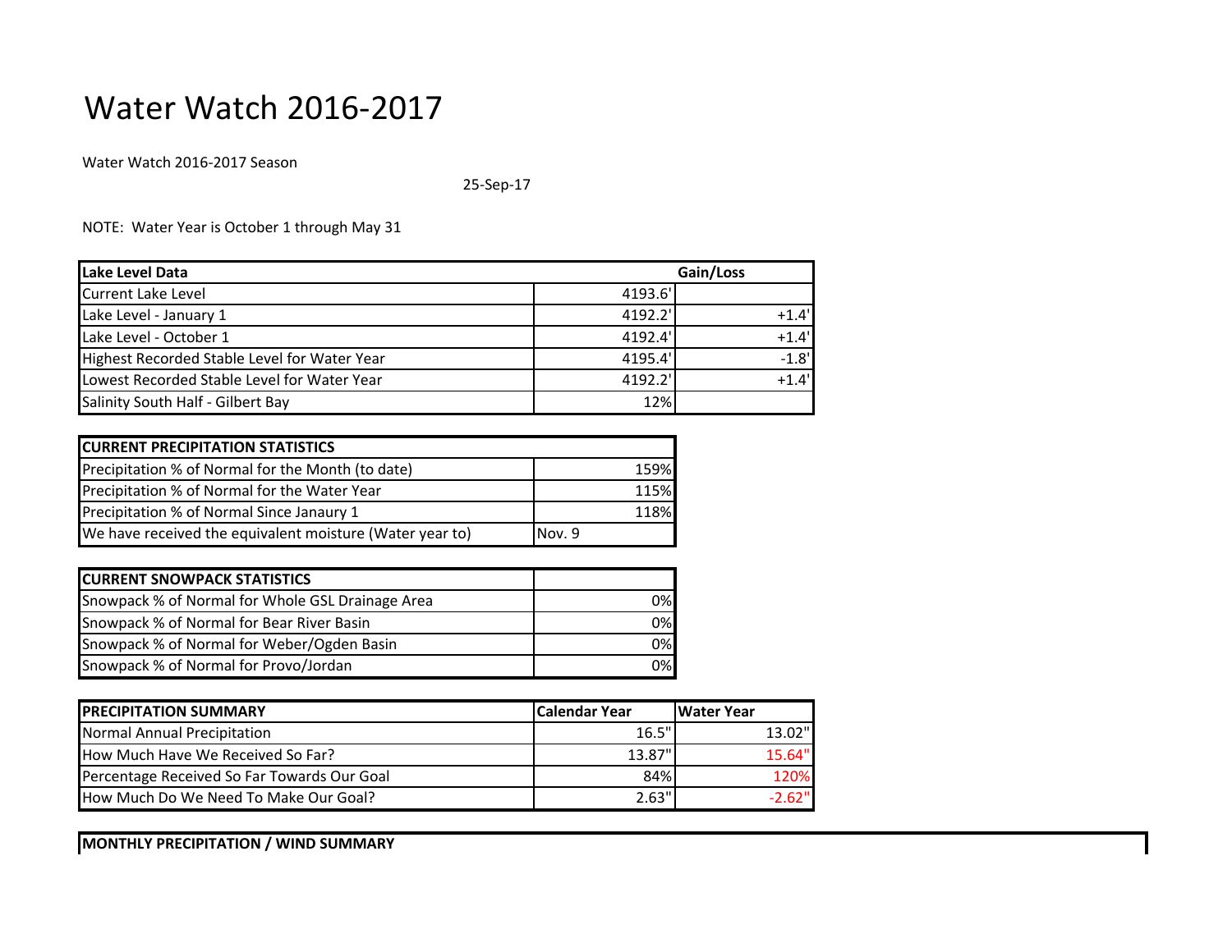# Water Watch 2016-2017

Water Watch 2016-2017 Season

25-Sep-17

NOTE: Water Year is October 1 through May 31

| Lake Level Data | | Gain/Loss |
|---|---|---|
| Current Lake Level | 4193.6' | |
| Lake Level - January 1 | 4192.2' | +1.4' |
| Lake Level - October 1 | 4192.4' | +1.4' |
| Highest Recorded Stable Level for Water Year | 4195.4' | -1.8' |
| Lowest Recorded Stable Level for Water Year | 4192.2' | +1.4' |
| Salinity South Half - Gilbert Bay | 12% | |

| CURRENT PRECIPITATION STATISTICS | |
|---|---|
| Precipitation % of Normal for the Month (to date) | 159% |
| Precipitation % of Normal for the Water Year | 115% |
| Precipitation % of Normal Since Janaury 1 | 118% |
| We have received the equivalent moisture (Water year to) | Nov. 9 |

| CURRENT SNOWPACK STATISTICS | |
|---|---|
| Snowpack % of Normal for Whole GSL Drainage Area | 0% |
| Snowpack % of Normal for Bear River Basin | 0% |
| Snowpack % of Normal for Weber/Ogden Basin | 0% |
| Snowpack % of Normal for Provo/Jordan | 0% |

| PRECIPITATION SUMMARY | Calendar Year | Water Year |
|---|---|---|
| Normal Annual Precipitation | 16.5" | 13.02" |
| How Much Have We Received So Far? | 13.87" | 15.64" |
| Percentage Received So Far Towards Our Goal | 84% | 120% |
| How Much Do We Need To Make Our Goal? | 2.63" | -2.62" |

**MONTHLY PRECIPITATION / WIND SUMMARY**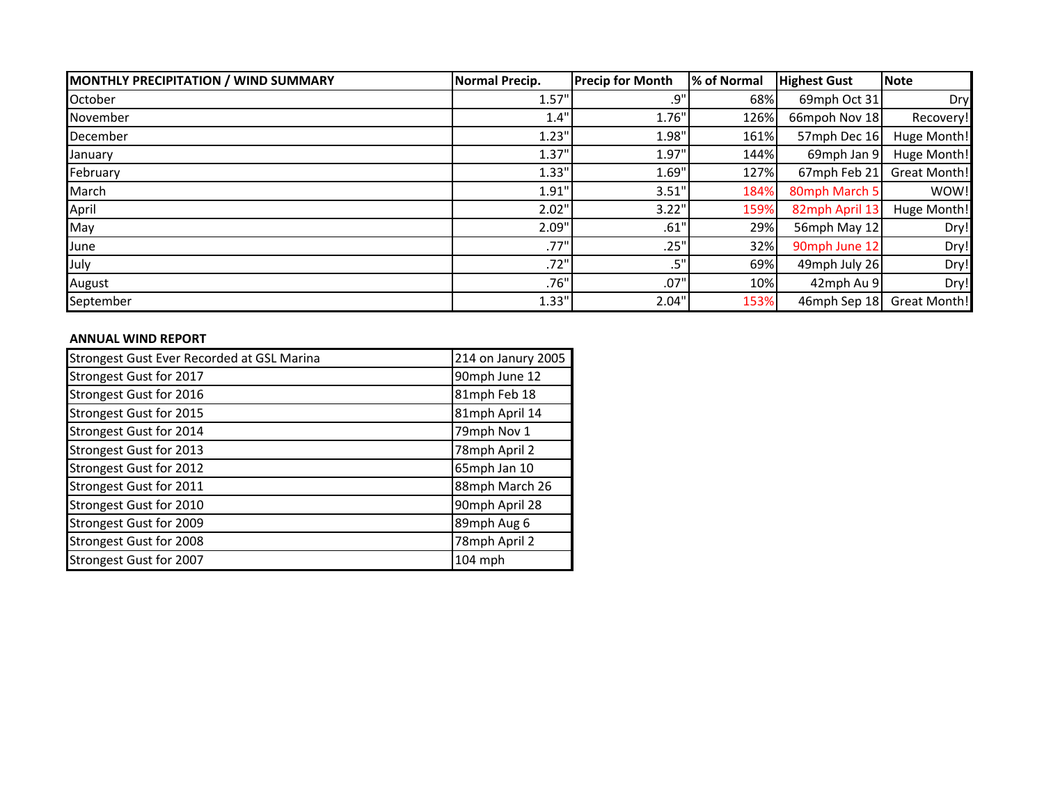| MONTHLY PRECIPITATION / WIND SUMMARY | Normal Precip. | Precip for Month | % of Normal | Highest Gust | Note |
|---|---|---|---|---|---|
| October | 1.57" | .9" | 68% | 69mph Oct 31 | Dry |
| November | 1.4" | 1.76" | 126% | 66mpoh Nov 18 | Recovery! |
| December | 1.23" | 1.98" | 161% | 57mph Dec 16 | Huge Month! |
| January | 1.37" | 1.97" | 144% | 69mph Jan 9 | Huge Month! |
| February | 1.33" | 1.69" | 127% | 67mph Feb 21 | Great Month! |
| March | 1.91" | 3.51" | 184% | 80mph March 5 | WOW! |
| April | 2.02" | 3.22" | 159% | 82mph April 13 | Huge Month! |
| May | 2.09" | .61" | 29% | 56mph May 12 | Dry! |
| June | .77" | .25" | 32% | 90mph June 12 | Dry! |
| July | .72" | .5" | 69% | 49mph July 26 | Dry! |
| August | .76" | .07" | 10% | 42mph Au 9 | Dry! |
| September | 1.33" | 2.04" | 153% | 46mph Sep 18 | Great Month! |

**ANNUAL WIND REPORT**

| | |
|---|---|
| Strongest Gust Ever Recorded at GSL Marina | 214 on Janury 2005 |
| Strongest Gust for 2017 | 90mph June 12 |
| Strongest Gust for 2016 | 81mph Feb 18 |
| Strongest Gust for 2015 | 81mph April 14 |
| Strongest Gust for 2014 | 79mph Nov 1 |
| Strongest Gust for 2013 | 78mph April 2 |
| Strongest Gust for 2012 | 65mph Jan 10 |
| Strongest Gust for 2011 | 88mph March 26 |
| Strongest Gust for 2010 | 90mph April 28 |
| Strongest Gust for 2009 | 89mph Aug 6 |
| Strongest Gust for 2008 | 78mph April 2 |
| Strongest Gust for 2007 | 104 mph |